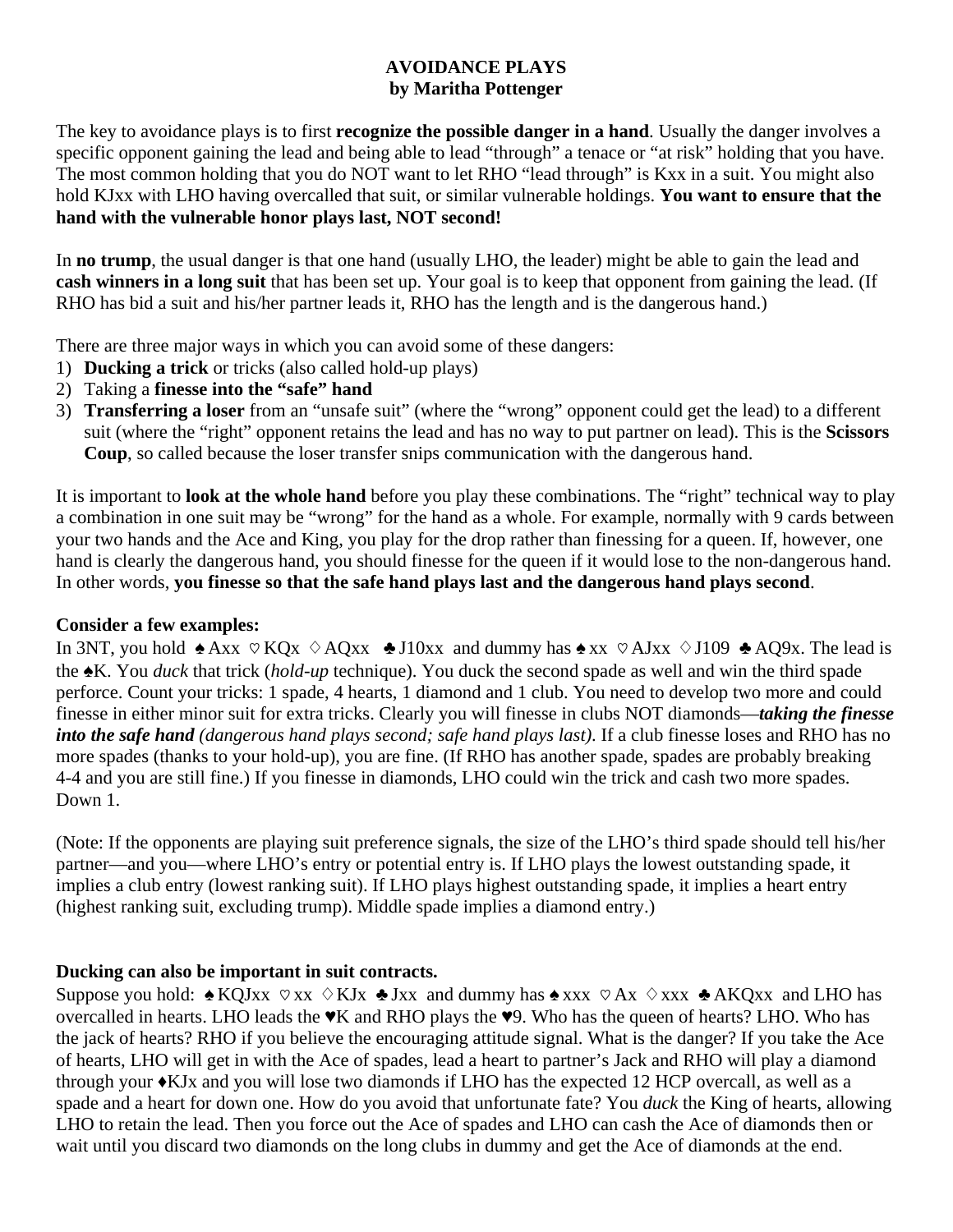# AVOIDANCE PLAYS
**by Maritha Pottenger**

The key to avoidance plays is to first **recognize the possible danger in a hand**. Usually the danger involves a specific opponent gaining the lead and being able to lead "through" a tenace or "at risk" holding that you have. The most common holding that you do NOT want to let RHO "lead through" is Kxx in a suit. You might also hold KJxx with LHO having overcalled that suit, or similar vulnerable holdings. **You want to ensure that the hand with the vulnerable honor plays last, NOT second!**

In **no trump**, the usual danger is that one hand (usually LHO, the leader) might be able to gain the lead and **cash winners in a long suit** that has been set up. Your goal is to keep that opponent from gaining the lead. (If RHO has bid a suit and his/her partner leads it, RHO has the length and is the dangerous hand.)

There are three major ways in which you can avoid some of these dangers:

1) **Ducking a trick** or tricks (also called hold-up plays)
2) Taking a **finesse into the "safe" hand**
3) **Transferring a loser** from an "unsafe suit" (where the "wrong" opponent could get the lead) to a different suit (where the "right" opponent retains the lead and has no way to put partner on lead). This is the **Scissors Coup**, so called because the loser transfer snips communication with the dangerous hand.

It is important to **look at the whole hand** before you play these combinations. The "right" technical way to play a combination in one suit may be "wrong" for the hand as a whole. For example, normally with 9 cards between your two hands and the Ace and King, you play for the drop rather than finessing for a queen. If, however, one hand is clearly the dangerous hand, you should finesse for the queen if it would lose to the non-dangerous hand. In other words, **you finesse so that the safe hand plays last and the dangerous hand plays second**.

**Consider a few examples:**

In 3NT, you hold ♠Axx ♡KQx ♢AQxx ♣J10xx and dummy has ♠xx ♡AJxx ♢J109 ♣AQ9x. The lead is the ♠K. You *duck* that trick (*hold-up* technique). You duck the second spade as well and win the third spade perforce. Count your tricks: 1 spade, 4 hearts, 1 diamond and 1 club. You need to develop two more and could finesse in either minor suit for extra tricks. Clearly you will finesse in clubs NOT diamonds—***taking the finesse into the safe hand*** *(dangerous hand plays second; safe hand plays last)*. If a club finesse loses and RHO has no more spades (thanks to your hold-up), you are fine. (If RHO has another spade, spades are probably breaking 4-4 and you are still fine.) If you finesse in diamonds, LHO could win the trick and cash two more spades. Down 1.

(Note: If the opponents are playing suit preference signals, the size of the LHO's third spade should tell his/her partner—and you—where LHO's entry or potential entry is. If LHO plays the lowest outstanding spade, it implies a club entry (lowest ranking suit). If LHO plays highest outstanding spade, it implies a heart entry (highest ranking suit, excluding trump). Middle spade implies a diamond entry.)

**Ducking can also be important in suit contracts.**

Suppose you hold: ♠KQJxx ♡xx ♢KJx ♣Jxx and dummy has ♠xxx ♡Ax ♢xxx ♣AKQxx and LHO has overcalled in hearts. LHO leads the ♥K and RHO plays the ♥9. Who has the queen of hearts? LHO. Who has the jack of hearts? RHO if you believe the encouraging attitude signal. What is the danger? If you take the Ace of hearts, LHO will get in with the Ace of spades, lead a heart to partner's Jack and RHO will play a diamond through your ♦KJx and you will lose two diamonds if LHO has the expected 12 HCP overcall, as well as a spade and a heart for down one. How do you avoid that unfortunate fate? You *duck* the King of hearts, allowing LHO to retain the lead. Then you force out the Ace of spades and LHO can cash the Ace of diamonds then or wait until you discard two diamonds on the long clubs in dummy and get the Ace of diamonds at the end.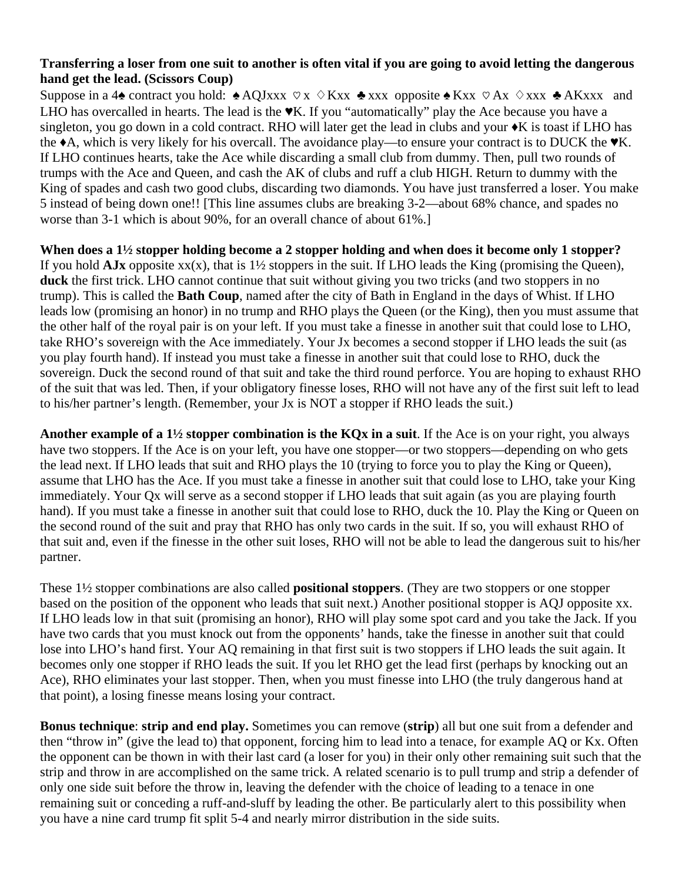**Transferring a loser from one suit to another is often vital if you are going to avoid letting the dangerous hand get the lead. (Scissors Coup)**
Suppose in a 4♠ contract you hold: ♠AQJxxx ♡x ♢Kxx ♣xxx opposite ♠Kxx ♡Ax ♢xxx ♣AKxxx and LHO has overcalled in hearts. The lead is the ♥K. If you "automatically" play the Ace because you have a singleton, you go down in a cold contract. RHO will later get the lead in clubs and your ♦K is toast if LHO has the ♦A, which is very likely for his overcall. The avoidance play—to ensure your contract is to DUCK the ♥K. If LHO continues hearts, take the Ace while discarding a small club from dummy. Then, pull two rounds of trumps with the Ace and Queen, and cash the AK of clubs and ruff a club HIGH. Return to dummy with the King of spades and cash two good clubs, discarding two diamonds. You have just transferred a loser. You make 5 instead of being down one!! [This line assumes clubs are breaking 3-2—about 68% chance, and spades no worse than 3-1 which is about 90%, for an overall chance of about 61%.]

**When does a 1½ stopper holding become a 2 stopper holding and when does it become only 1 stopper?**
If you hold **AJx** opposite xx(x), that is 1½ stoppers in the suit. If LHO leads the King (promising the Queen), **duck** the first trick. LHO cannot continue that suit without giving you two tricks (and two stoppers in no trump). This is called the **Bath Coup**, named after the city of Bath in England in the days of Whist. If LHO leads low (promising an honor) in no trump and RHO plays the Queen (or the King), then you must assume that the other half of the royal pair is on your left. If you must take a finesse in another suit that could lose to LHO, take RHO's sovereign with the Ace immediately. Your Jx becomes a second stopper if LHO leads the suit (as you play fourth hand). If instead you must take a finesse in another suit that could lose to RHO, duck the sovereign. Duck the second round of that suit and take the third round perforce. You are hoping to exhaust RHO of the suit that was led. Then, if your obligatory finesse loses, RHO will not have any of the first suit left to lead to his/her partner's length. (Remember, your Jx is NOT a stopper if RHO leads the suit.)

**Another example of a 1½ stopper combination is the KQx in a suit**. If the Ace is on your right, you always have two stoppers. If the Ace is on your left, you have one stopper—or two stoppers—depending on who gets the lead next. If LHO leads that suit and RHO plays the 10 (trying to force you to play the King or Queen), assume that LHO has the Ace. If you must take a finesse in another suit that could lose to LHO, take your King immediately. Your Qx will serve as a second stopper if LHO leads that suit again (as you are playing fourth hand). If you must take a finesse in another suit that could lose to RHO, duck the 10. Play the King or Queen on the second round of the suit and pray that RHO has only two cards in the suit. If so, you will exhaust RHO of that suit and, even if the finesse in the other suit loses, RHO will not be able to lead the dangerous suit to his/her partner.

These 1½ stopper combinations are also called **positional stoppers**. (They are two stoppers or one stopper based on the position of the opponent who leads that suit next.) Another positional stopper is AQJ opposite xx. If LHO leads low in that suit (promising an honor), RHO will play some spot card and you take the Jack. If you have two cards that you must knock out from the opponents' hands, take the finesse in another suit that could lose into LHO's hand first. Your AQ remaining in that first suit is two stoppers if LHO leads the suit again. It becomes only one stopper if RHO leads the suit. If you let RHO get the lead first (perhaps by knocking out an Ace), RHO eliminates your last stopper. Then, when you must finesse into LHO (the truly dangerous hand at that point), a losing finesse means losing your contract.

**Bonus technique**: **strip and end play.** Sometimes you can remove (**strip**) all but one suit from a defender and then "throw in" (give the lead to) that opponent, forcing him to lead into a tenace, for example AQ or Kx. Often the opponent can be thown in with their last card (a loser for you) in their only other remaining suit such that the strip and throw in are accomplished on the same trick. A related scenario is to pull trump and strip a defender of only one side suit before the throw in, leaving the defender with the choice of leading to a tenace in one remaining suit or conceding a ruff-and-sluff by leading the other. Be particularly alert to this possibility when you have a nine card trump fit split 5-4 and nearly mirror distribution in the side suits.